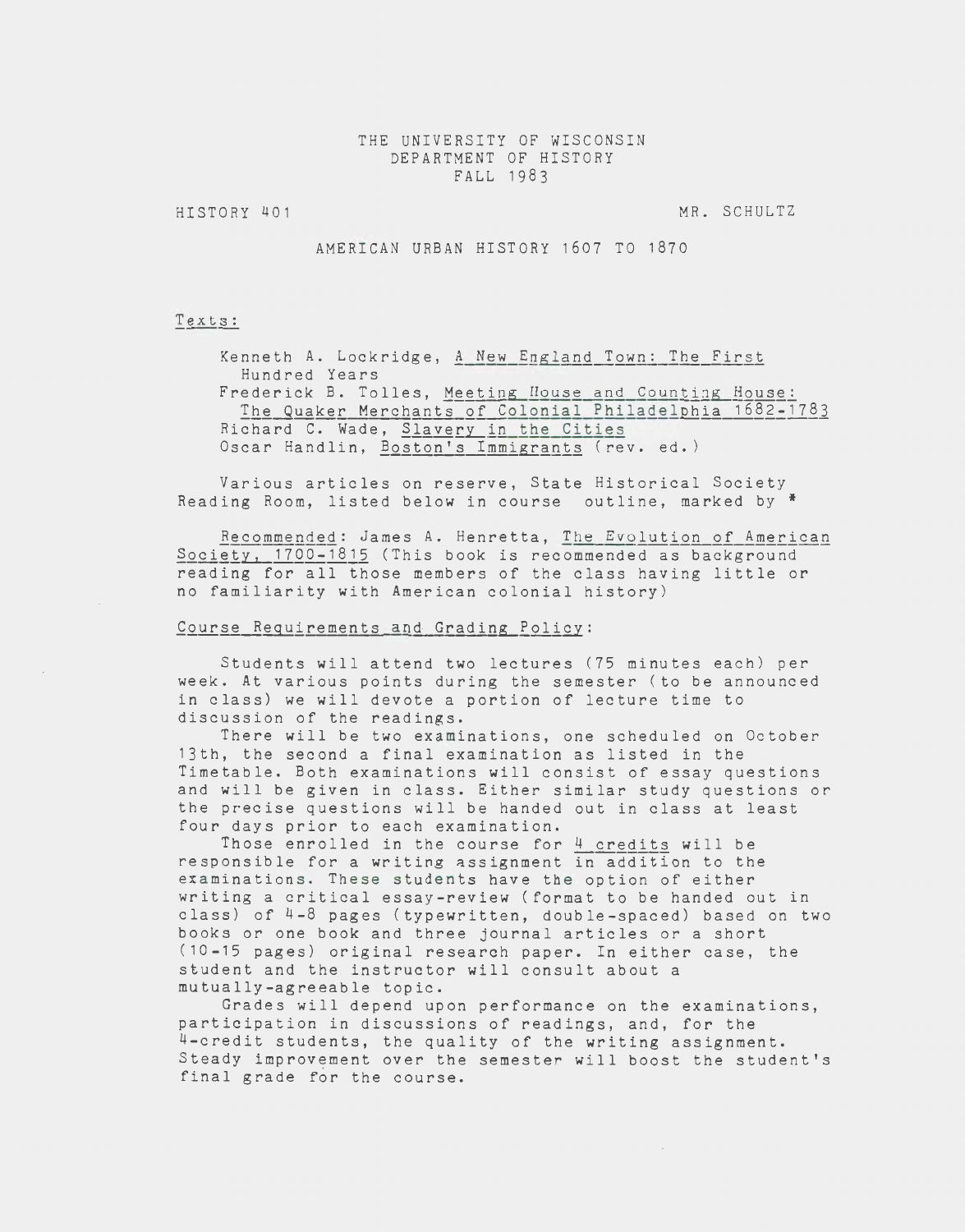THE UNIVERSITY OF WISCONSIN
DEPARTMENT OF HISTORY
FALL 1983

HISTORY 401 MR. SCHULTZ

# AMERICAN URBAN HISTORY 1607 TO 1870

## Texts:

Kenneth A. Lockridge, A New England Town: The First Hundred Years
Frederick B. Tolles, Meeting House and Counting House: The Quaker Merchants of Colonial Philadelphia 1682-1783
Richard C. Wade, Slavery in the Cities
Oscar Handlin, Boston's Immigrants (rev. ed.)

Various articles on reserve, State Historical Society Reading Room, listed below in course outline, marked by *

Recommended: James A. Henretta, The Evolution of American Society, 1700-1815 (This book is recommended as background reading for all those members of the class having little or no familiarity with American colonial history)

## Course Requirements and Grading Policy:

Students will attend two lectures (75 minutes each) per week. At various points during the semester (to be announced in class) we will devote a portion of lecture time to discussion of the readings.

There will be two examinations, one scheduled on October 13th, the second a final examination as listed in the Timetable. Both examinations will consist of essay questions and will be given in class. Either similar study questions or the precise questions will be handed out in class at least four days prior to each examination.

Those enrolled in the course for 4 credits will be responsible for a writing assignment in addition to the examinations. These students have the option of either writing a critical essay-review (format to be handed out in class) of 4-8 pages (typewritten, double-spaced) based on two books or one book and three journal articles or a short (10-15 pages) original research paper. In either case, the student and the instructor will consult about a mutually-agreeable topic.

Grades will depend upon performance on the examinations, participation in discussions of readings, and, for the 4-credit students, the quality of the writing assignment. Steady improvement over the semester will boost the student's final grade for the course.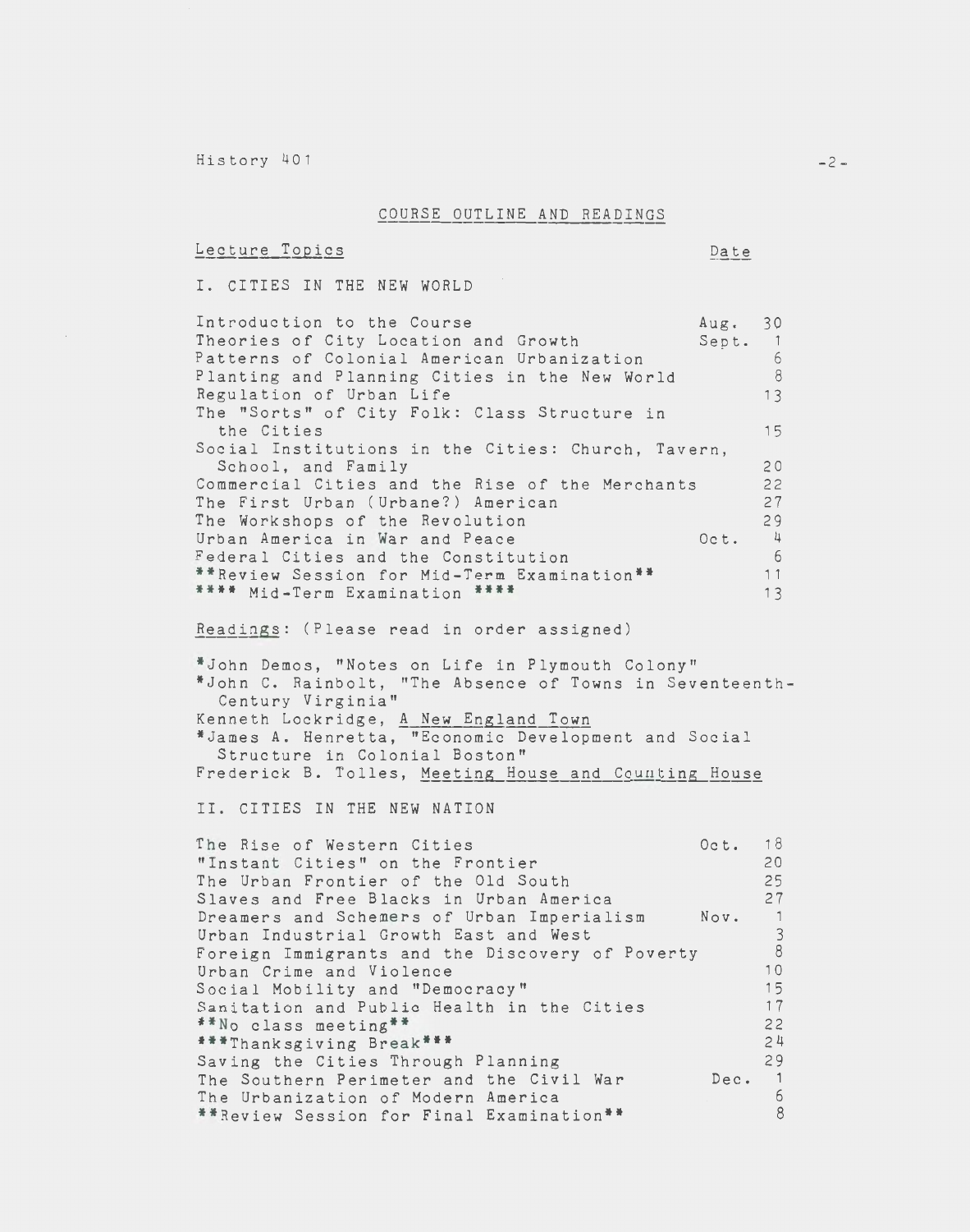## COURSE OUTLINE AND READINGS

| Lecture Topics | Date |
|---|---|
| **I. CITIES IN THE NEW WORLD** | |
| Introduction to the Course | Aug. 30 |
| Theories of City Location and Growth | Sept. 1 |
| Patterns of Colonial American Urbanization | 6 |
| Planting and Planning Cities in the New World | 8 |
| Regulation of Urban Life | 13 |
| The "Sorts" of City Folk: Class Structure in the Cities | 15 |
| Social Institutions in the Cities: Church, Tavern, School, and Family | 20 |
| Commercial Cities and the Rise of the Merchants | 22 |
| The First Urban (Urbane?) American | 27 |
| The Workshops of the Revolution | 29 |
| Urban America in War and Peace | Oct. 4 |
| Federal Cities and the Constitution | 6 |
| **Review Session for Mid-Term Examination** | 11 |
| **** Mid-Term Examination **** | 13 |

Readings: (Please read in order assigned)

*John Demos, "Notes on Life in Plymouth Colony"
*John C. Rainbolt, "The Absence of Towns in Seventeenth-Century Virginia"
Kenneth Lockridge, A New England Town
*James A. Henretta, "Economic Development and Social Structure in Colonial Boston"
Frederick B. Tolles, Meeting House and Counting House

| Lecture Topics | Date |
|---|---|
| **II. CITIES IN THE NEW NATION** | |
| The Rise of Western Cities | Oct. 18 |
| "Instant Cities" on the Frontier | 20 |
| The Urban Frontier of the Old South | 25 |
| Slaves and Free Blacks in Urban America | 27 |
| Dreamers and Schemers of Urban Imperialism | Nov. 1 |
| Urban Industrial Growth East and West | 3 |
| Foreign Immigrants and the Discovery of Poverty | 8 |
| Urban Crime and Violence | 10 |
| Social Mobility and "Democracy" | 15 |
| Sanitation and Public Health in the Cities | 17 |
| **No class meeting** | 22 |
| ***Thanksgiving Break*** | 24 |
| Saving the Cities Through Planning | 29 |
| The Southern Perimeter and the Civil War | Dec. 1 |
| The Urbanization of Modern America | 6 |
| **Review Session for Final Examination** | 8 |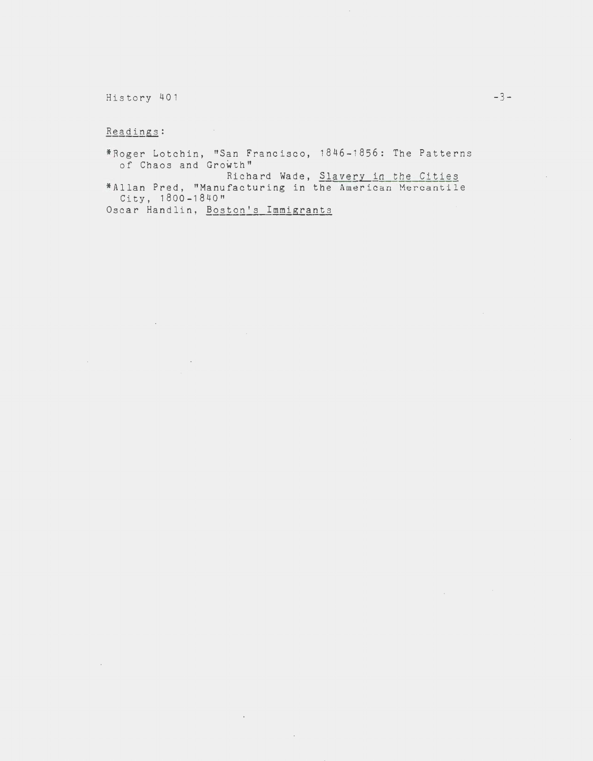Readings:

*Roger Lotchin, "San Francisco, 1846-1856: The Patterns of Chaos and Growth"

Richard Wade, Slavery in the Cities

*Allan Pred, "Manufacturing in the American Mercantile City, 1800-1840"

Oscar Handlin, Boston's Immigrants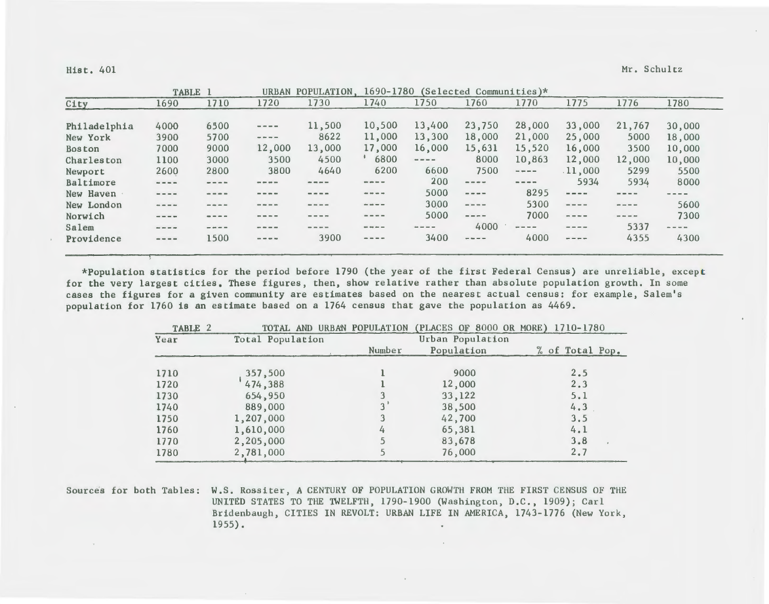Hist. 401 Mr. Schultz

| TABLE 1 | URBAN POPULATION, 1690-1780 (Selected Communities)* | | | | | | | | | | |
|---|---|---|---|---|---|---|---|---|---|---|---|
| City | 1690 | 1710 | 1720 | 1730 | 1740 | 1750 | 1760 | 1770 | 1775 | 1776 | 1780 |
| Philadelphia | 4000 | 6500 | ---- | 11,500 | 10,500 | 13,400 | 23,750 | 28,000 | 33,000 | 21,767 | 30,000 |
| New York | 3900 | 5700 | ---- | 8622 | 11,000 | 13,300 | 18,000 | 21,000 | 25,000 | 5000 | 18,000 |
| Boston | 7000 | 9000 | 12,000 | 13,000 | 17,000 | 16,000 | 15,631 | 15,520 | 16,000 | 3500 | 10,000 |
| Charleston | 1100 | 3000 | 3500 | 4500 | 6800 | ---- | 8000 | 10,863 | 12,000 | 12,000 | 10,000 |
| Newport | 2600 | 2800 | 3800 | 4640 | 6200 | 6600 | 7500 | ---- | 11,000 | 5299 | 5500 |
| Baltimore | ---- | ---- | ---- | ---- | ---- | 200 | ---- | ---- | 5934 | 5934 | 8000 |
| New Haven | ---- | ---- | ---- | ---- | ---- | 5000 | ---- | 8295 | ---- | ---- | ---- |
| New London | ---- | ---- | ---- | ---- | ---- | 3000 | ---- | 5300 | ---- | ---- | 5600 |
| Norwich | ---- | ---- | ---- | ---- | ---- | 5000 | ---- | 7000 | ---- | ---- | 7300 |
| Salem | ---- | ---- | ---- | ---- | ---- | ---- | 4000 | ---- | ---- | 5337 | ---- |
| Providence | ---- | 1500 | ---- | 3900 | ---- | 3400 | ---- | 4000 | ---- | 4355 | 4300 |

*Population statistics for the period before 1790 (the year of the first Federal Census) are unreliable, except for the very largest cities. These figures, then, show relative rather than absolute population growth. In some cases the figures for a given community are estimates based on the nearest actual census: for example, Salem's population for 1760 is an estimate based on a 1764 census that gave the population as 4469.

| TABLE 2 | TOTAL AND URBAN POPULATION (PLACES OF 8000 OR MORE) 1710-1780 | | | |
|---|---|---|---|---|
| Year | Total Population | Urban Population | | |
| | | Number | Population | % of Total Pop. |
| 1710 | 357,500 | 1 | 9000 | 2.5 |
| 1720 | 474,388 | 1 | 12,000 | 2.3 |
| 1730 | 654,950 | 3 | 33,122 | 5.1 |
| 1740 | 889,000 | 3 | 38,500 | 4.3 |
| 1750 | 1,207,000 | 3 | 42,700 | 3.5 |
| 1760 | 1,610,000 | 4 | 65,381 | 4.1 |
| 1770 | 2,205,000 | 5 | 83,678 | 3.8 |
| 1780 | 2,781,000 | 5 | 76,000 | 2.7 |

Sources for both Tables: W.S. Rossiter, A CENTURY OF POPULATION GROWTH FROM THE FIRST CENSUS OF THE UNITED STATES TO THE TWELFTH, 1790-1900 (Washington, D.C., 1909); Carl Bridenbaugh, CITIES IN REVOLT: URBAN LIFE IN AMERICA, 1743-1776 (New York, 1955).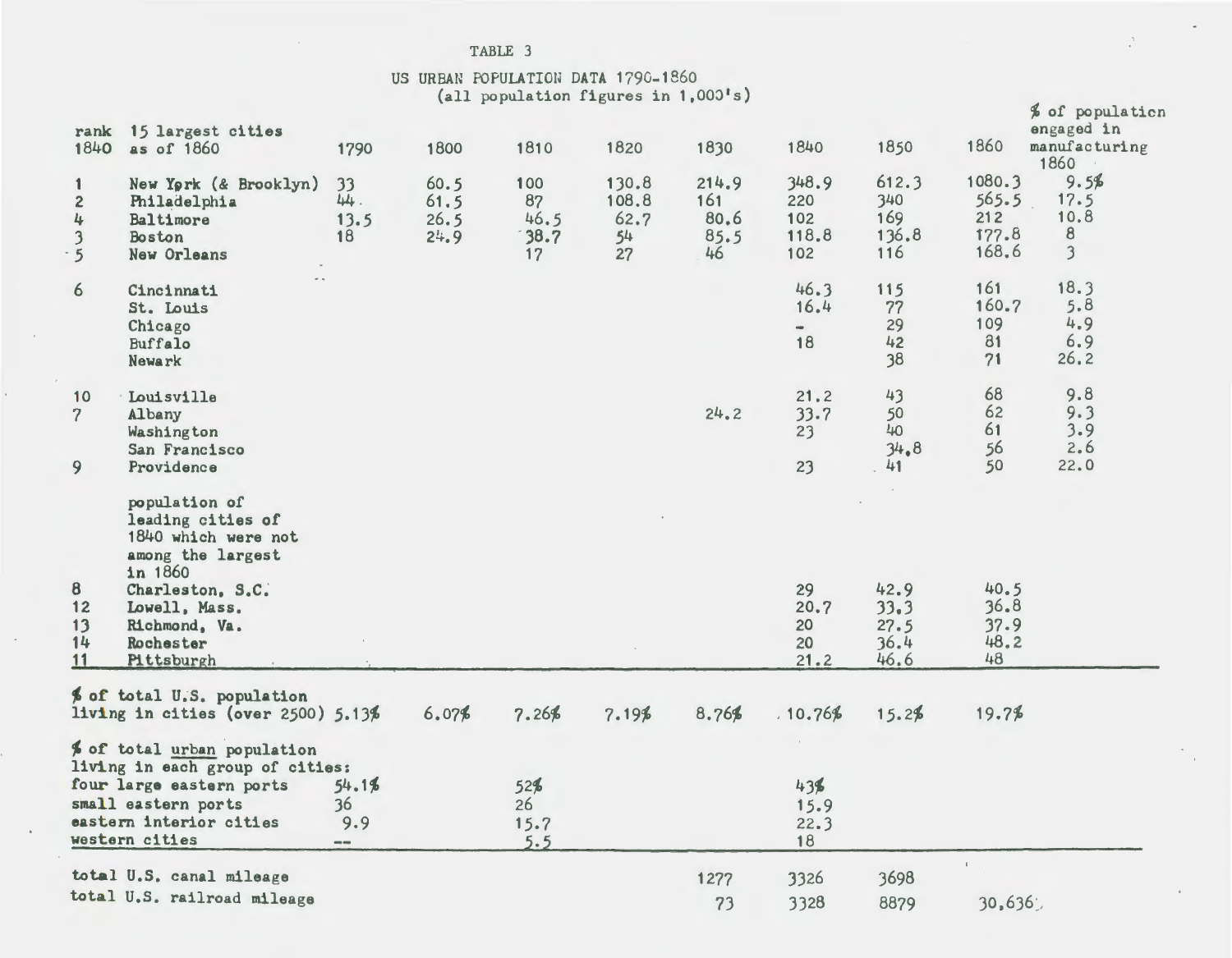TABLE 3

US URBAN POPULATION DATA 1790-1860

(all population figures in 1,000's)

| rank 1840 | 15 largest cities as of 1860 | 1790 | 1800 | 1810 | 1820 | 1830 | 1840 | 1850 | 1860 | % of population engaged in manufacturing 1860 |
|---|---|---|---|---|---|---|---|---|---|---|
| 1 | New York (& Brooklyn) | 33 | 60.5 | 100 | 130.8 | 214.9 | 348.9 | 612.3 | 1080.3 | 9.5% |
| 2 | Philadelphia | 44. | 61.5 | 87 | 108.8 | 161 | 220 | 340 | 565.5 | 17.5 |
| 4 | Baltimore | 13.5 | 26.5 | 46.5 | 62.7 | 80.6 | 102 | 169 | 212 | 10.8 |
| 3 | Boston | 18 | 24.9 | 38.7 | 54 | 85.5 | 118.8 | 136.8 | 177.8 | 8 |
| 5 | New Orleans | | | 17 | 27 | 46 | 102 | 116 | 168.6 | 3 |
| 6 | Cincinnati | | | | | | 46.3 | 115 | 161 | 18.3 |
| | St. Louis | | | | | | 16.4 | 77 | 160.7 | 5.8 |
| | Chicago | | | | | | - | 29 | 109 | 4.9 |
| | Buffalo | | | | | | 18 | 42 | 81 | 6.9 |
| | Newark | | | | | | | 38 | 71 | 26.2 |
| 10 | Louisville | | | | | | 21.2 | 43 | 68 | 9.8 |
| 7 | Albany | | | | | 24.2 | 33.7 | 50 | 62 | 9.3 |
| | Washington | | | | | | 23 | 40 | 61 | 3.9 |
| | San Francisco | | | | | | | 34.8 | 56 | 2.6 |
| 9 | Providence | | | | | | 23 | 41 | 50 | 22.0 |
| | population of leading cities of 1840 which were not among the largest in 1860 | | | | | | | | | |
| 8 | Charleston, S.C. | | | | | | 29 | 42.9 | 40.5 | |
| 12 | Lowell, Mass. | | | | | | 20.7 | 33.3 | 36.8 | |
| 13 | Richmond, Va. | | | | | | 20 | 27.5 | 37.9 | |
| 14 | Rochester | | | | | | 20 | 36.4 | 48.2 | |
| 11 | Pittsburgh | | | | | | 21.2 | 46.6 | 48 | |
| | % of total U.S. population living in cities (over 2500) | 5.13% | 6.07% | 7.26% | 7.19% | 8.76% | 10.76% | 15.2% | 19.7% | |
| | % of total urban population living in each group of cities: | | | | | | | | | |
| | four large eastern ports | 54.1% | | 52% | | | 43% | | | |
| | small eastern ports | 36 | | 26 | | | 15.9 | | | |
| | eastern interior cities | 9.9 | | 15.7 | | | 22.3 | | | |
| | western cities | -- | | 5.5 | | | 18 | | | |
| | total U.S. canal mileage | | | | | 1277 | 3326 | 3698 | | |
| | total U.S. railroad mileage | | | | | 73 | 3328 | 8879 | 30,636 | |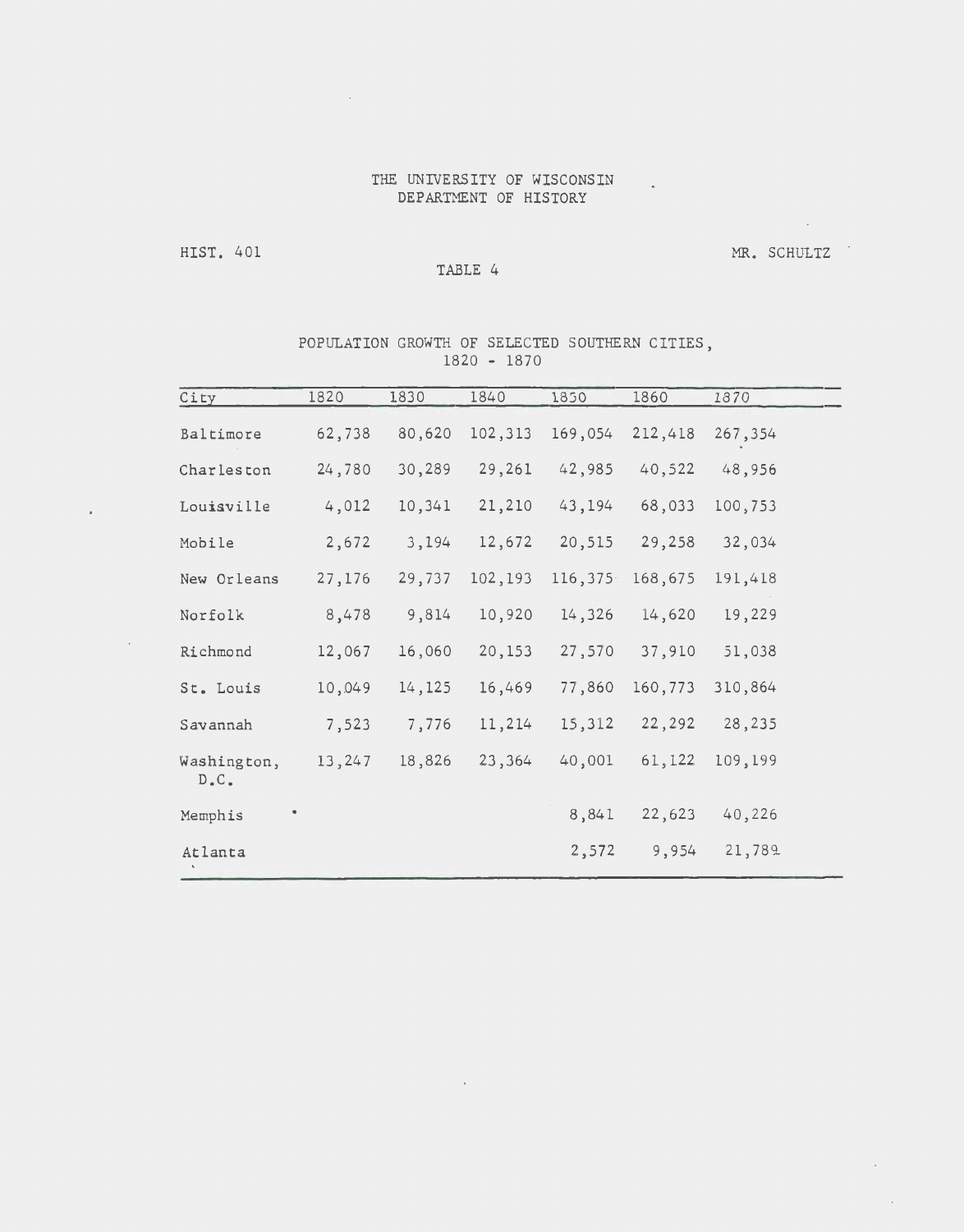THE UNIVERSITY OF WISCONSIN
DEPARTMENT OF HISTORY

HIST. 401

MR. SCHULTZ

TABLE 4

POPULATION GROWTH OF SELECTED SOUTHERN CITIES, 1820 - 1870

| City | 1820 | 1830 | 1840 | 1850 | 1860 | 1870 |
|---|---|---|---|---|---|---|
| Baltimore | 62,738 | 80,620 | 102,313 | 169,054 | 212,418 | 267,354 |
| Charleston | 24,780 | 30,289 | 29,261 | 42,985 | 40,522 | 48,956 |
| Louisville | 4,012 | 10,341 | 21,210 | 43,194 | 68,033 | 100,753 |
| Mobile | 2,672 | 3,194 | 12,672 | 20,515 | 29,258 | 32,034 |
| New Orleans | 27,176 | 29,737 | 102,193 | 116,375 | 168,675 | 191,418 |
| Norfolk | 8,478 | 9,814 | 10,920 | 14,326 | 14,620 | 19,229 |
| Richmond | 12,067 | 16,060 | 20,153 | 27,570 | 37,910 | 51,038 |
| St. Louis | 10,049 | 14,125 | 16,469 | 77,860 | 160,773 | 310,864 |
| Savannah | 7,523 | 7,776 | 11,214 | 15,312 | 22,292 | 28,235 |
| Washington, D.C. | 13,247 | 18,826 | 23,364 | 40,001 | 61,122 | 109,199 |
| Memphis | | | | 8,841 | 22,623 | 40,226 |
| Atlanta | | | | 2,572 | 9,954 | 21,789 |